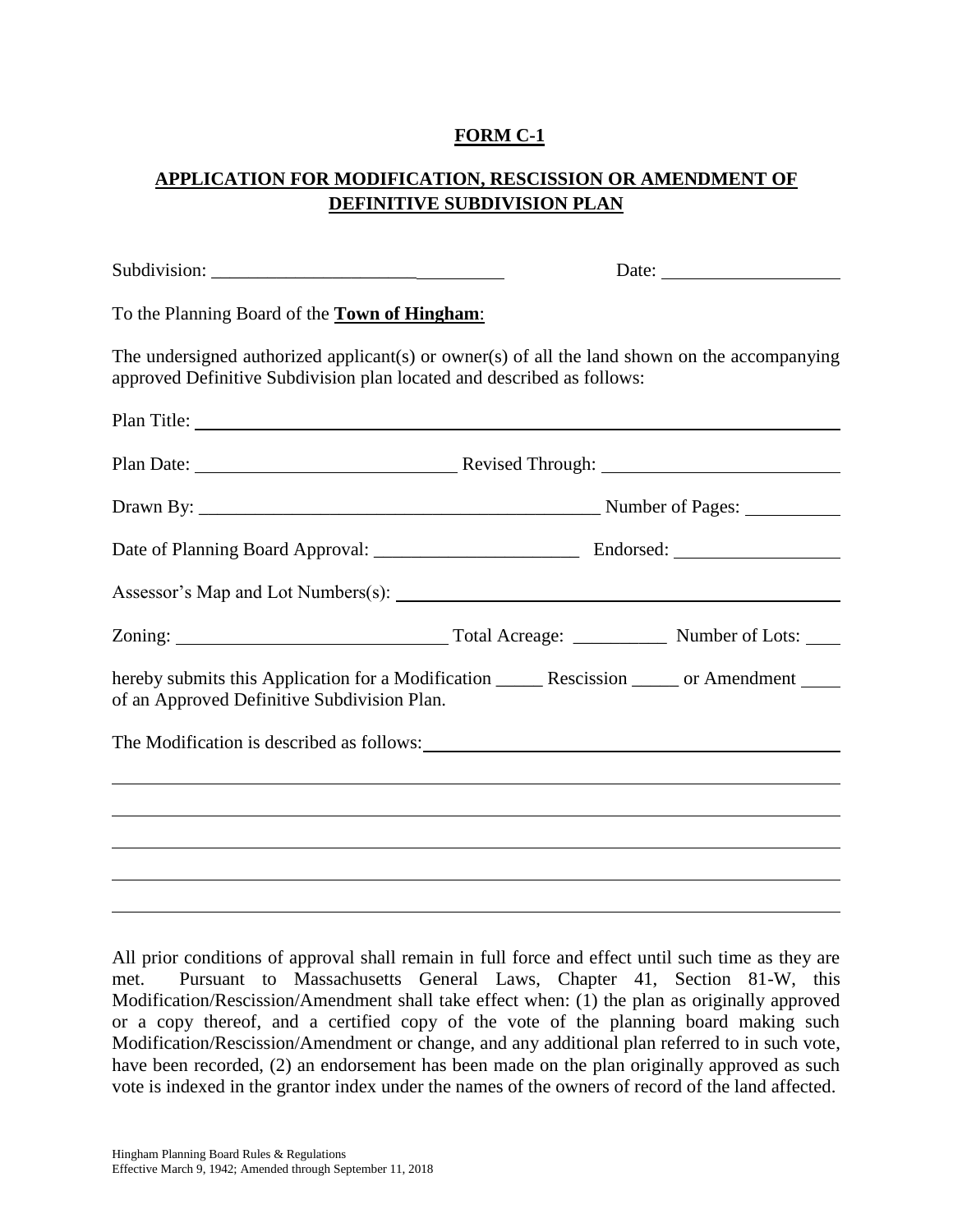**FORM C-1**

**APPLICATION FOR MODIFICATION, RESCISSION OR AMENDMENT OF DEFINITIVE SUBDIVISION PLAN**

Subdivision: ______________________________ Date: ____________________

To the Planning Board of the **Town of Hingham**:

The undersigned authorized applicant(s) or owner(s) of all the land shown on the accompanying approved Definitive Subdivision plan located and described as follows:

Plan Title: ____________________________________________________________

Plan Date: ____________________________ Revised Through: __________________________

Drawn By: ____________________________________________ Number of Pages: __________

Date of Planning Board Approval: ______________________ Endorsed: __________________

Assessor's Map and Lot Numbers(s): ______________________________________________

Zoning: ____________________________ Total Acreage: __________ Number of Lots: ____

hereby submits this Application for a Modification _____ Rescission _____ or Amendment ____ of an Approved Definitive Subdivision Plan.

The Modification is described as follows: ____________________________________________

__________________________________________________________________________

__________________________________________________________________________

__________________________________________________________________________

__________________________________________________________________________

__________________________________________________________________________

All prior conditions of approval shall remain in full force and effect until such time as they are met. Pursuant to Massachusetts General Laws, Chapter 41, Section 81-W, this Modification/Rescission/Amendment shall take effect when: (1) the plan as originally approved or a copy thereof, and a certified copy of the vote of the planning board making such Modification/Rescission/Amendment or change, and any additional plan referred to in such vote, have been recorded, (2) an endorsement has been made on the plan originally approved as such vote is indexed in the grantor index under the names of the owners of record of the land affected.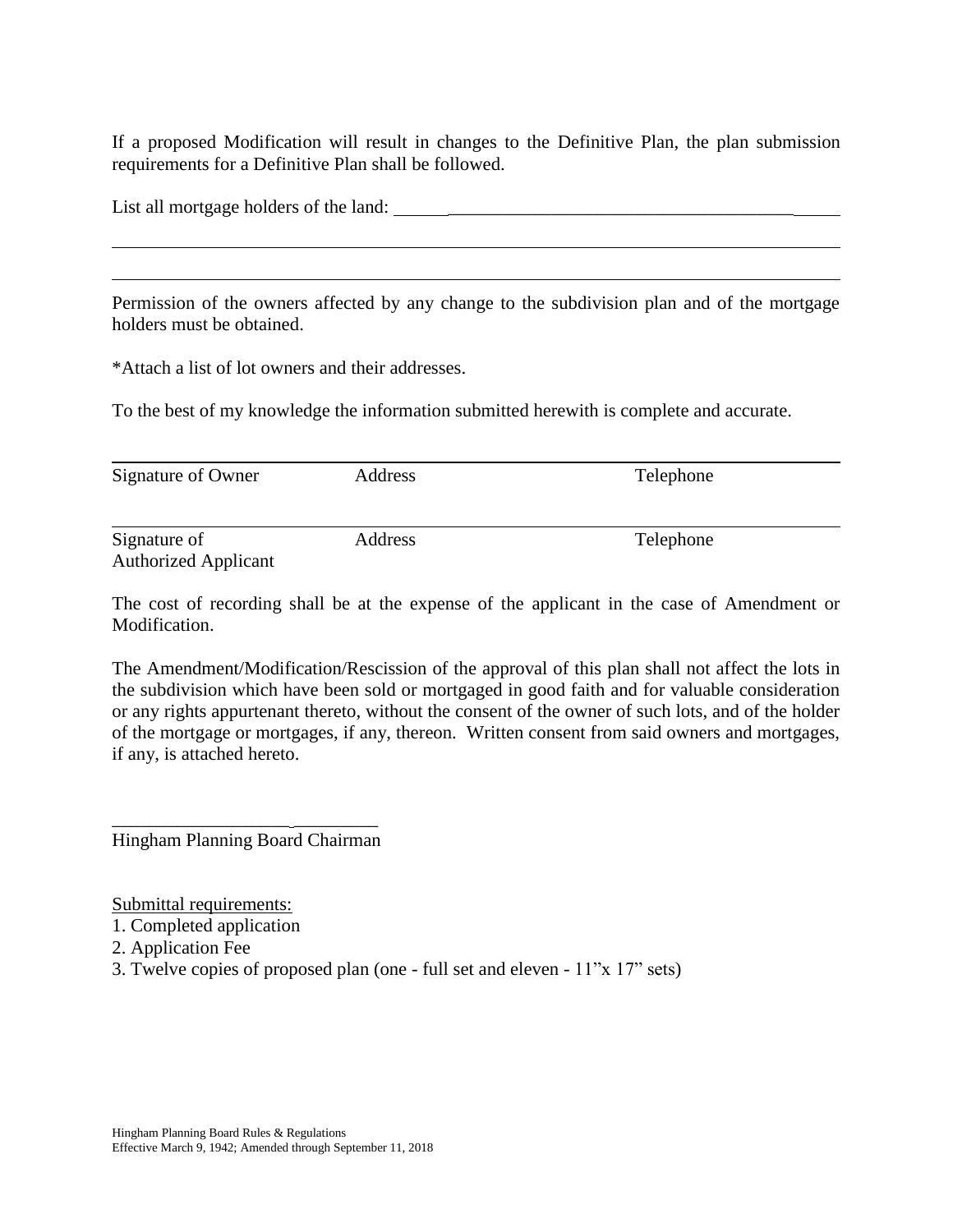If a proposed Modification will result in changes to the Definitive Plan, the plan submission requirements for a Definitive Plan shall be followed.

List all mortgage holders of the land: ______________________________________________

______________________________________________________________________________

______________________________________________________________________________

Permission of the owners affected by any change to the subdivision plan and of the mortgage holders must be obtained.

*Attach a list of lot owners and their addresses.

To the best of my knowledge the information submitted herewith is complete and accurate.

______________________________________________________________________________

| | | |
|---|---|---|
| Signature of Owner | Address | Telephone |

______________________________________________________________________________

| | | |
|---|---|---|
| Signature of Authorized Applicant | Address | Telephone |

The cost of recording shall be at the expense of the applicant in the case of Amendment or Modification.

The Amendment/Modification/Rescission of the approval of this plan shall not affect the lots in the subdivision which have been sold or mortgaged in good faith and for valuable consideration or any rights appurtenant thereto, without the consent of the owner of such lots, and of the holder of the mortgage or mortgages, if any, thereon. Written consent from said owners and mortgages, if any, is attached hereto.

_____________________________

Hingham Planning Board Chairman

<u>Submittal requirements:</u>

1. Completed application
2. Application Fee
3. Twelve copies of proposed plan (one - full set and eleven - 11"x 17" sets)